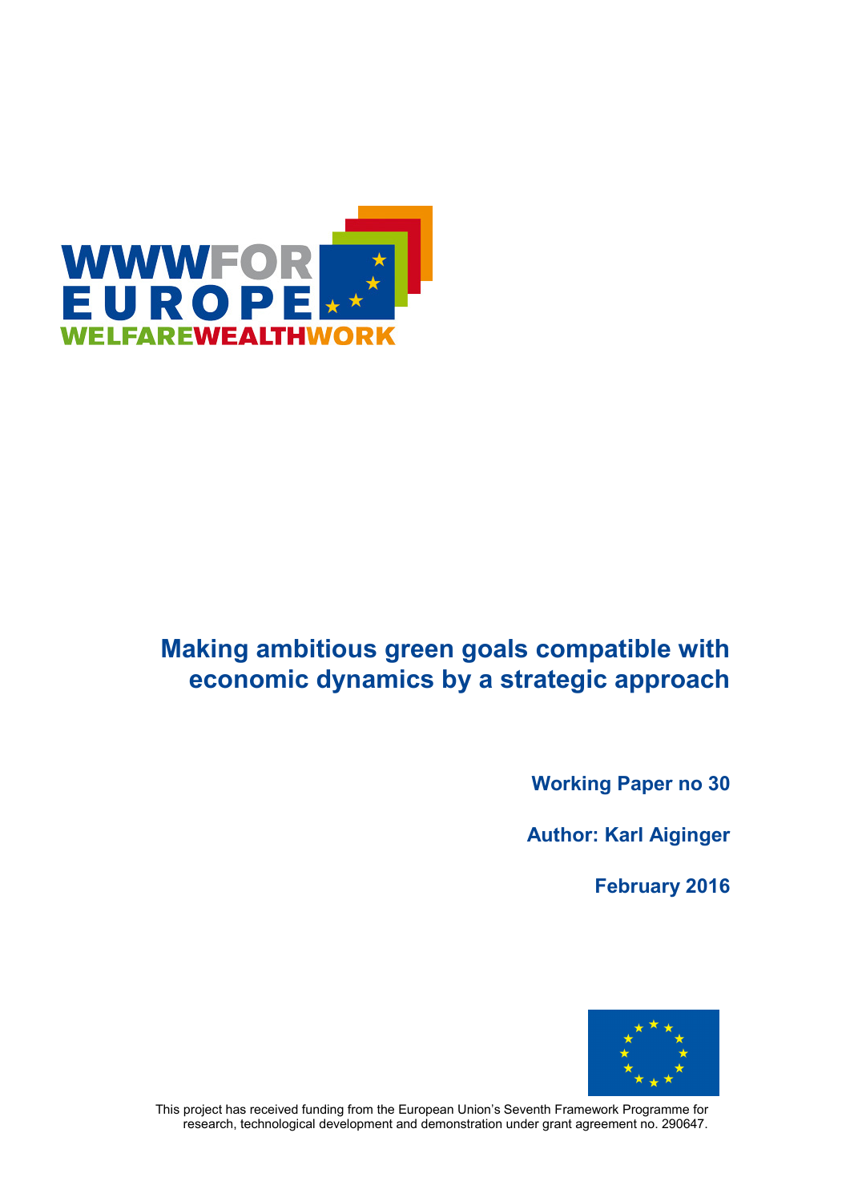WWWFOR EUROPE

WELFAREWEALTHWORK

# Making ambitious green goals compatible with economic dynamics by a strategic approach

**Working Paper no 30**

**Author: Karl Aiginger**

**February 2016**

This project has received funding from the European Union's Seventh Framework Programme for research, technological development and demonstration under grant agreement no. 290647.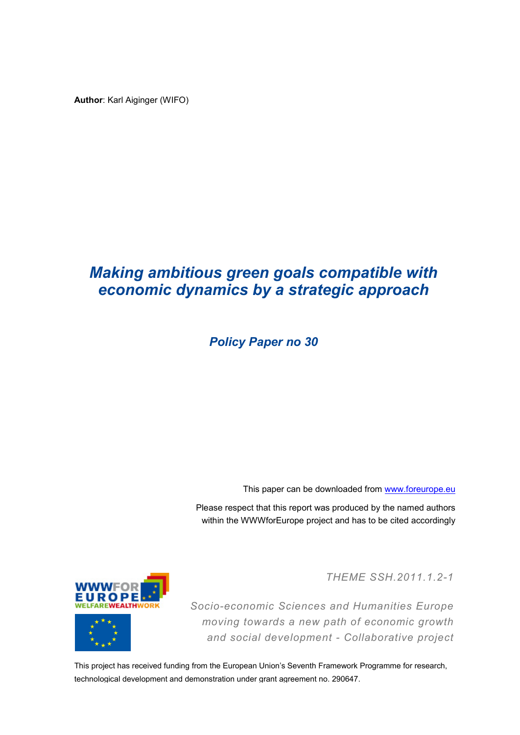**Author**: Karl Aiginger (WIFO)

# *Making ambitious green goals compatible with economic dynamics by a strategic approach*

## *Policy Paper no 30*

This paper can be downloaded from www.foreurope.eu

Please respect that this report was produced by the named authors within the WWWforEurope project and has to be cited accordingly

*THEME SSH.2011.1.2-1*

*Socio-economic Sciences and Humanities Europe moving towards a new path of economic growth and social development - Collaborative project*

This project has received funding from the European Union's Seventh Framework Programme for research, technological development and demonstration under grant agreement no. 290647.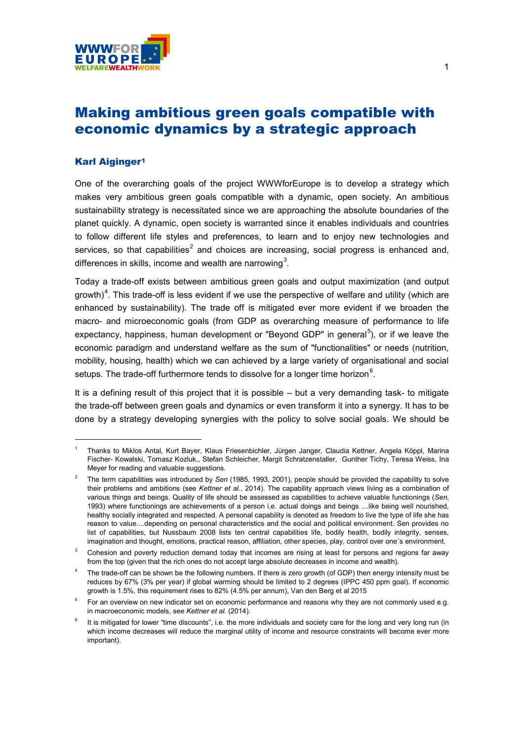# Making ambitious green goals compatible with economic dynamics by a strategic approach

### Karl Aiginger[1]

One of the overarching goals of the project WWWforEurope is to develop a strategy which makes very ambitious green goals compatible with a dynamic, open society. An ambitious sustainability strategy is necessitated since we are approaching the absolute boundaries of the planet quickly. A dynamic, open society is warranted since it enables individuals and countries to follow different life styles and preferences, to learn and to enjoy new technologies and services, so that capabilities[2] and choices are increasing, social progress is enhanced and, differences in skills, income and wealth are narrowing[3].

Today a trade-off exists between ambitious green goals and output maximization (and output growth)[4]. This trade-off is less evident if we use the perspective of welfare and utility (which are enhanced by sustainability). The trade off is mitigated ever more evident if we broaden the macro- and microeconomic goals (from GDP as overarching measure of performance to life expectancy, happiness, human development or "Beyond GDP" in general[5]), or if we leave the economic paradigm and understand welfare as the sum of "functionalities" or needs (nutrition, mobility, housing, health) which we can achieved by a large variety of organisational and social setups. The trade-off furthermore tends to dissolve for a longer time horizon[6].

It is a defining result of this project that it is possible – but a very demanding task- to mitigate the trade-off between green goals and dynamics or even transform it into a synergy. It has to be done by a strategy developing synergies with the policy to solve social goals. We should be

---

[1] Thanks to Miklos Antal, Kurt Bayer, Klaus Friesenbichler, Jürgen Janger, Claudia Kettner, Angela Köppl, Marina Fischer- Kowalski, Tomasz Kozluk,, Stefan Schleicher, Margit Schratzenstaller, Gunther Tichy, Teresa Weiss, Ina Meyer for reading and valuable suggestions.

[2] The term capabilities was introduced by *Sen* (1985, 1993, 2001), people should be provided the capability to solve their problems and ambitions (see *Kettner et al.*, 2014). The capability approach views living as a combination of various things and beings. Quality of life should be assessed as capabilities to achieve valuable functionings (*Sen*, 1993) where functionings are achievements of a person i.e. actual doings and beings …like being well nourished, healthy socially integrated and respected. A personal capability is denoted as freedom to live the type of life she has reason to value....depending on personal characteristics and the social and political environment. Sen provides no list of capabilities, but Nussbaum 2008 lists ten central capabilities life, bodily health, bodily integrity, senses, imagination and thought, emotions, practical reason, affiliation, other species, play, control over one´s environment.

[3] Cohesion and poverty reduction demand today that incomes are rising at least for persons and regions far away from the top (given that the rich ones do not accept large absolute decreases in income and wealth).

[4] The trade-off can be shown be the following numbers. If there is zero growth (of GDP) then energy intensity must be reduces by 67% (3% per year) if global warming should be limited to 2 degrees (IPPC 450 ppm goal). If economic growth is 1.5%, this requirement rises to 82% (4.5% per annum), Van den Berg et al 2015

[5] For an overview on new indicator set on economic performance and reasons why they are not commonly used e.g. in macroeconomic models, see *Kettner et al.* (2014).

[6] It is mitigated for lower "time discounts", i.e. the more individuals and society care for the long and very long run (in which income decreases will reduce the marginal utility of income and resource constraints will become ever more important).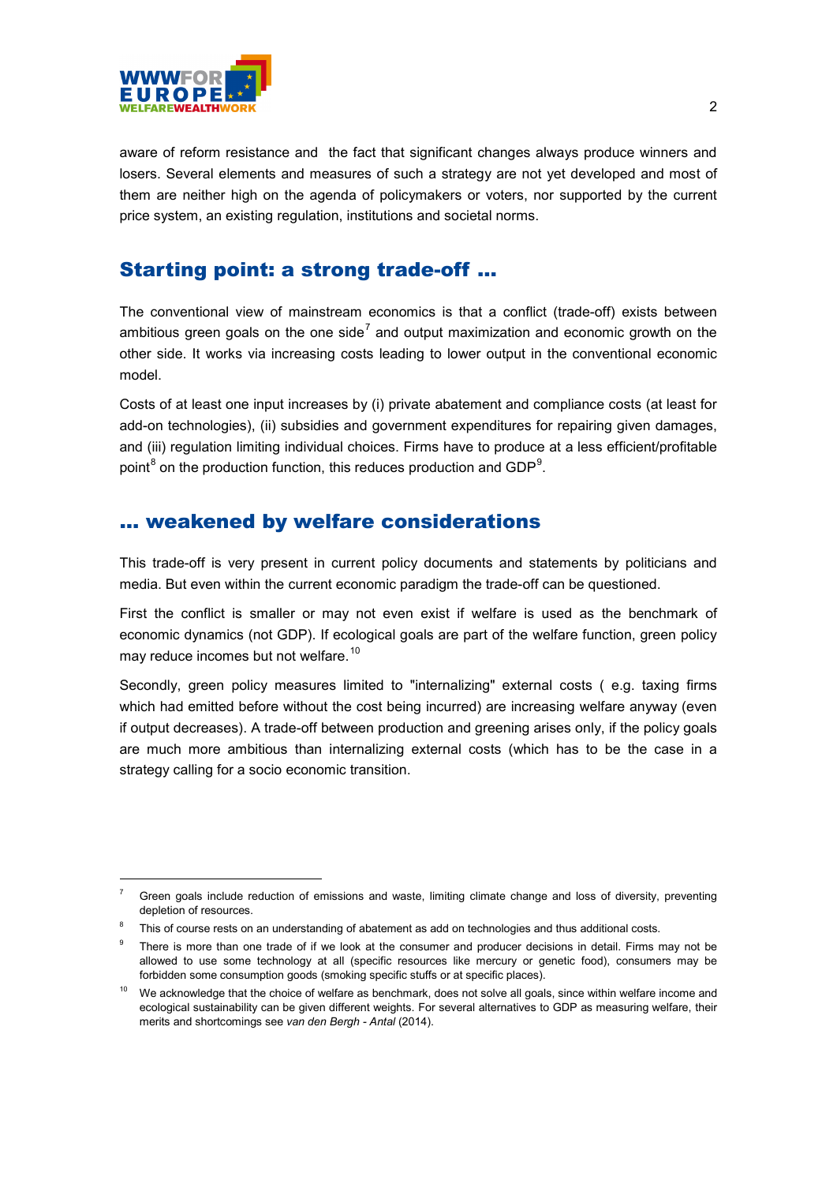aware of reform resistance and the fact that significant changes always produce winners and losers. Several elements and measures of such a strategy are not yet developed and most of them are neither high on the agenda of policymakers or voters, nor supported by the current price system, an existing regulation, institutions and societal norms.

## Starting point: a strong trade-off …

The conventional view of mainstream economics is that a conflict (trade-off) exists between ambitious green goals on the one side[7] and output maximization and economic growth on the other side. It works via increasing costs leading to lower output in the conventional economic model.

Costs of at least one input increases by (i) private abatement and compliance costs (at least for add-on technologies), (ii) subsidies and government expenditures for repairing given damages, and (iii) regulation limiting individual choices. Firms have to produce at a less efficient/profitable point[8] on the production function, this reduces production and GDP[9].

## … weakened by welfare considerations

This trade-off is very present in current policy documents and statements by politicians and media. But even within the current economic paradigm the trade-off can be questioned.

First the conflict is smaller or may not even exist if welfare is used as the benchmark of economic dynamics (not GDP). If ecological goals are part of the welfare function, green policy may reduce incomes but not welfare.[10]

Secondly, green policy measures limited to "internalizing" external costs ( e.g. taxing firms which had emitted before without the cost being incurred) are increasing welfare anyway (even if output decreases). A trade-off between production and greening arises only, if the policy goals are much more ambitious than internalizing external costs (which has to be the case in a strategy calling for a socio economic transition.

---

[7] Green goals include reduction of emissions and waste, limiting climate change and loss of diversity, preventing depletion of resources.

[8] This of course rests on an understanding of abatement as add on technologies and thus additional costs.

[9] There is more than one trade of if we look at the consumer and producer decisions in detail. Firms may not be allowed to use some technology at all (specific resources like mercury or genetic food), consumers may be forbidden some consumption goods (smoking specific stuffs or at specific places).

[10] We acknowledge that the choice of welfare as benchmark, does not solve all goals, since within welfare income and ecological sustainability can be given different weights. For several alternatives to GDP as measuring welfare, their merits and shortcomings see *van den Bergh - Antal* (2014).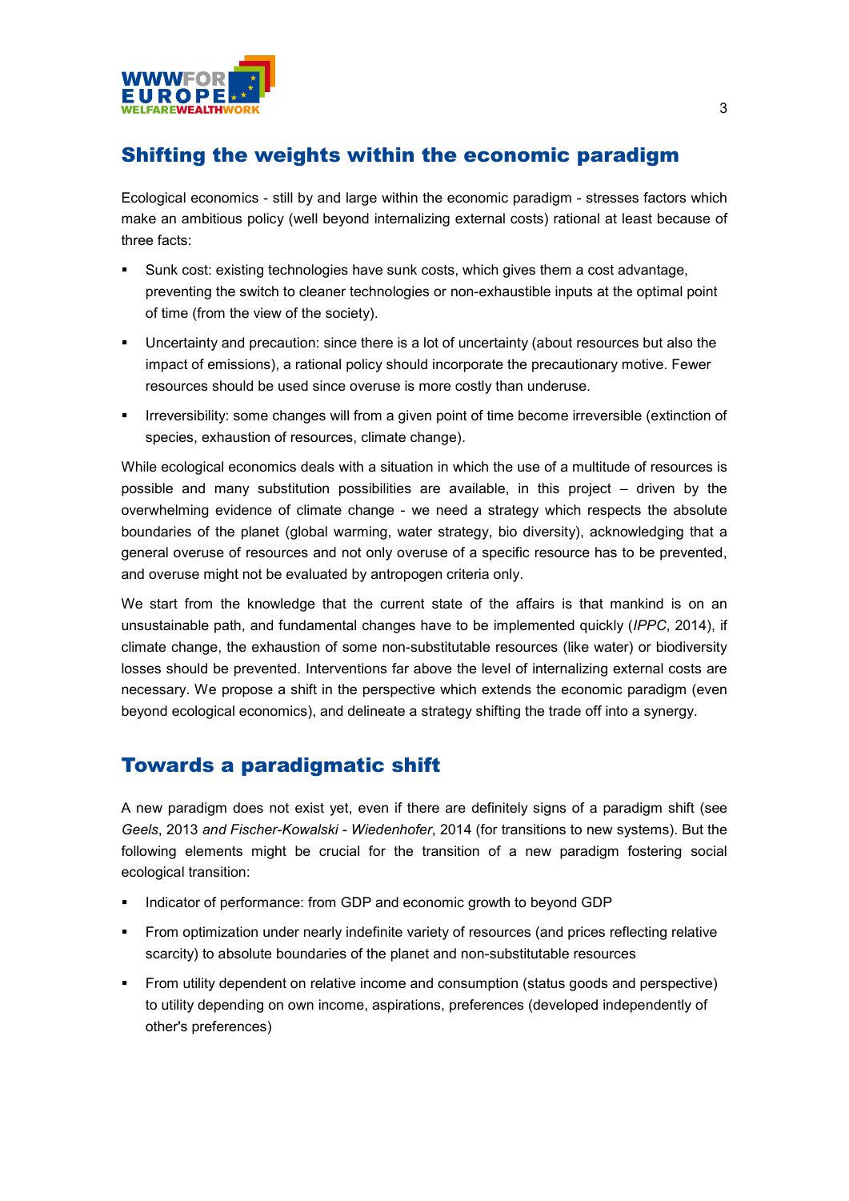## Shifting the weights within the economic paradigm

Ecological economics - still by and large within the economic paradigm - stresses factors which make an ambitious policy (well beyond internalizing external costs) rational at least because of three facts:

- Sunk cost: existing technologies have sunk costs, which gives them a cost advantage, preventing the switch to cleaner technologies or non-exhaustible inputs at the optimal point of time (from the view of the society).
- Uncertainty and precaution: since there is a lot of uncertainty (about resources but also the impact of emissions), a rational policy should incorporate the precautionary motive. Fewer resources should be used since overuse is more costly than underuse.
- Irreversibility: some changes will from a given point of time become irreversible (extinction of species, exhaustion of resources, climate change).

While ecological economics deals with a situation in which the use of a multitude of resources is possible and many substitution possibilities are available, in this project – driven by the overwhelming evidence of climate change - we need a strategy which respects the absolute boundaries of the planet (global warming, water strategy, bio diversity), acknowledging that a general overuse of resources and not only overuse of a specific resource has to be prevented, and overuse might not be evaluated by antropogen criteria only.

We start from the knowledge that the current state of the affairs is that mankind is on an unsustainable path, and fundamental changes have to be implemented quickly (*IPPC*, 2014), if climate change, the exhaustion of some non-substitutable resources (like water) or biodiversity losses should be prevented. Interventions far above the level of internalizing external costs are necessary. We propose a shift in the perspective which extends the economic paradigm (even beyond ecological economics), and delineate a strategy shifting the trade off into a synergy.

## Towards a paradigmatic shift

A new paradigm does not exist yet, even if there are definitely signs of a paradigm shift (see *Geels*, 2013 *and Fischer-Kowalski - Wiedenhofer*, 2014 (for transitions to new systems). But the following elements might be crucial for the transition of a new paradigm fostering social ecological transition:

- Indicator of performance: from GDP and economic growth to beyond GDP
- From optimization under nearly indefinite variety of resources (and prices reflecting relative scarcity) to absolute boundaries of the planet and non-substitutable resources
- From utility dependent on relative income and consumption (status goods and perspective) to utility depending on own income, aspirations, preferences (developed independently of other's preferences)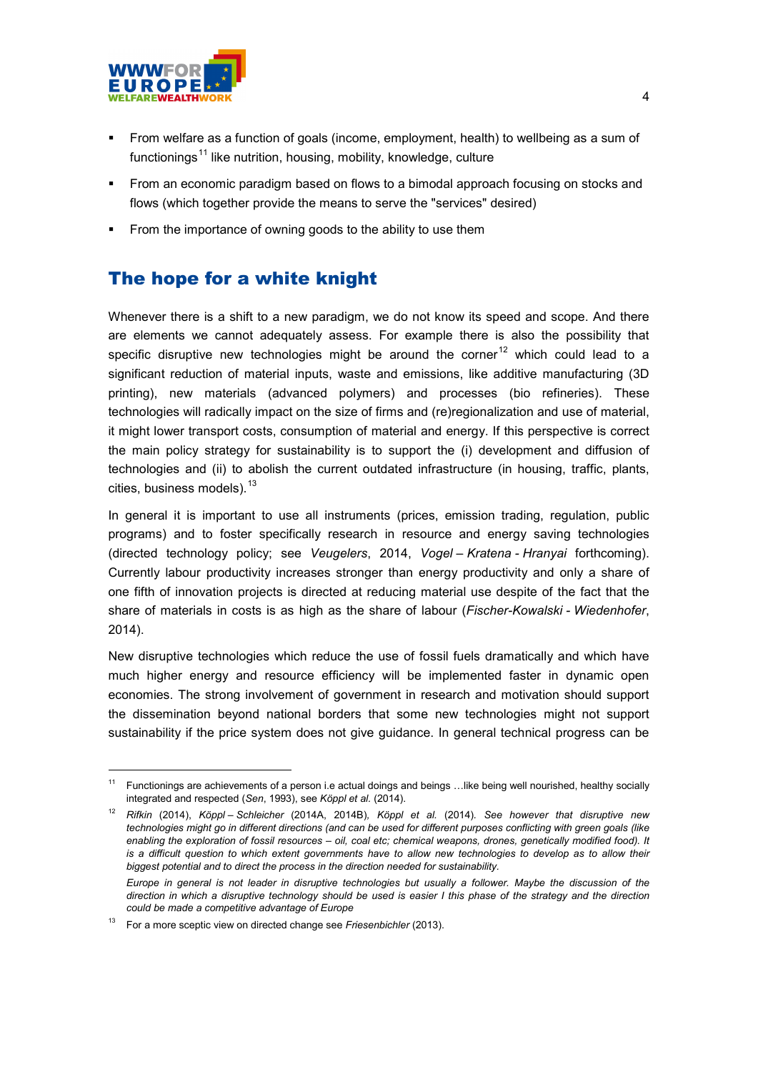- From welfare as a function of goals (income, employment, health) to wellbeing as a sum of functionings[11] like nutrition, housing, mobility, knowledge, culture
- From an economic paradigm based on flows to a bimodal approach focusing on stocks and flows (which together provide the means to serve the "services" desired)
- From the importance of owning goods to the ability to use them

## The hope for a white knight

Whenever there is a shift to a new paradigm, we do not know its speed and scope. And there are elements we cannot adequately assess. For example there is also the possibility that specific disruptive new technologies might be around the corner[12] which could lead to a significant reduction of material inputs, waste and emissions, like additive manufacturing (3D printing), new materials (advanced polymers) and processes (bio refineries). These technologies will radically impact on the size of firms and (re)regionalization and use of material, it might lower transport costs, consumption of material and energy. If this perspective is correct the main policy strategy for sustainability is to support the (i) development and diffusion of technologies and (ii) to abolish the current outdated infrastructure (in housing, traffic, plants, cities, business models).[13]

In general it is important to use all instruments (prices, emission trading, regulation, public programs) and to foster specifically research in resource and energy saving technologies (directed technology policy; see *Veugelers*, 2014, *Vogel – Kratena - Hranyai* forthcoming). Currently labour productivity increases stronger than energy productivity and only a share of one fifth of innovation projects is directed at reducing material use despite of the fact that the share of materials in costs is as high as the share of labour (*Fischer-Kowalski - Wiedenhofer*, 2014).

New disruptive technologies which reduce the use of fossil fuels dramatically and which have much higher energy and resource efficiency will be implemented faster in dynamic open economies. The strong involvement of government in research and motivation should support the dissemination beyond national borders that some new technologies might not support sustainability if the price system does not give guidance. In general technical progress can be

---

[11] Functionings are achievements of a person i.e actual doings and beings …like being well nourished, healthy socially integrated and respected (*Sen*, 1993), see *Köppl et al.* (2014).

[12] *Rifkin* (2014), *Köppl – Schleicher* (2014A, 2014B), *Köppl et al.* (2014). *See however that disruptive new technologies might go in different directions (and can be used for different purposes conflicting with green goals (like enabling the exploration of fossil resources – oil, coal etc; chemical weapons, drones, genetically modified food). It is a difficult question to which extent governments have to allow new technologies to develop as to allow their biggest potential and to direct the process in the direction needed for sustainability.*

*Europe in general is not leader in disruptive technologies but usually a follower. Maybe the discussion of the direction in which a disruptive technology should be used is easier I this phase of the strategy and the direction could be made a competitive advantage of Europe*

[13] For a more sceptic view on directed change see *Friesenbichler* (2013).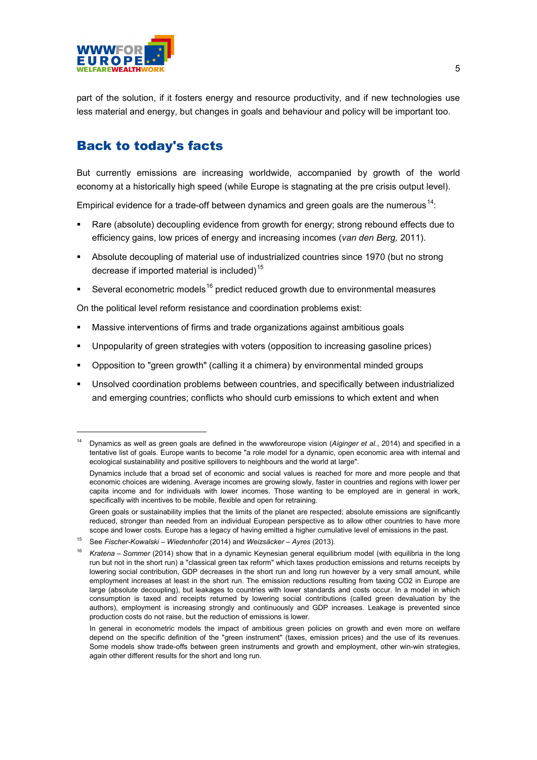part of the solution, if it fosters energy and resource productivity, and if new technologies use less material and energy, but changes in goals and behaviour and policy will be important too.

## Back to today's facts

But currently emissions are increasing worldwide, accompanied by growth of the world economy at a historically high speed (while Europe is stagnating at the pre crisis output level).

Empirical evidence for a trade-off between dynamics and green goals are the numerous[14]:

- Rare (absolute) decoupling evidence from growth for energy; strong rebound effects due to efficiency gains, low prices of energy and increasing incomes (*van den Berg,* 2011).
- Absolute decoupling of material use of industrialized countries since 1970 (but no strong decrease if imported material is included)[15]
- Several econometric models[16] predict reduced growth due to environmental measures

On the political level reform resistance and coordination problems exist:

- Massive interventions of firms and trade organizations against ambitious goals
- Unpopularity of green strategies with voters (opposition to increasing gasoline prices)
- Opposition to "green growth" (calling it a chimera) by environmental minded groups
- Unsolved coordination problems between countries, and specifically between industrialized and emerging countries; conflicts who should curb emissions to which extent and when

---

[14] Dynamics as well as green goals are defined in the wwwforeurope vision (*Aiginger et al.*, 2014) and specified in a tentative list of goals. Europe wants to become "a role model for a dynamic, open economic area with internal and ecological sustainability and positive spillovers to neighbours and the world at large".

Dynamics include that a broad set of economic and social values is reached for more and more people and that economic choices are widening. Average incomes are growing slowly, faster in countries and regions with lower per capita income and for individuals with lower incomes. Those wanting to be employed are in general in work, specifically with incentives to be mobile, flexible and open for retraining.

Green goals or sustainability implies that the limits of the planet are respected; absolute emissions are significantly reduced, stronger than needed from an individual European perspective as to allow other countries to have more scope and lower costs. Europe has a legacy of having emitted a higher cumulative level of emissions in the past.

[15] See *Fischer-Kowalski – Wiedenhofer* (2014) and *Weizsäcker – Ayres* (2013).

[16] *Kratena – Sommer* (2014) show that in a dynamic Keynesian general equilibrium model (with equilibria in the long run but not in the short run) a "classical green tax reform" which taxes production emissions and returns receipts by lowering social contribution, GDP decreases in the short run and long run however by a very small amount, while employment increases at least in the short run. The emission reductions resulting from taxing CO2 in Europe are large (absolute decoupling), but leakages to countries with lower standards and costs occur. In a model in which consumption is taxed and receipts returned by lowering social contributions (called green devaluation by the authors), employment is increasing strongly and continuously and GDP increases. Leakage is prevented since production costs do not raise, but the reduction of emissions is lower.

In general in econometric models the impact of ambitious green policies on growth and even more on welfare depend on the specific definition of the "green instrument" (taxes, emission prices) and the use of its revenues. Some models show trade-offs between green instruments and growth and employment, other win-win strategies, again other different results for the short and long run.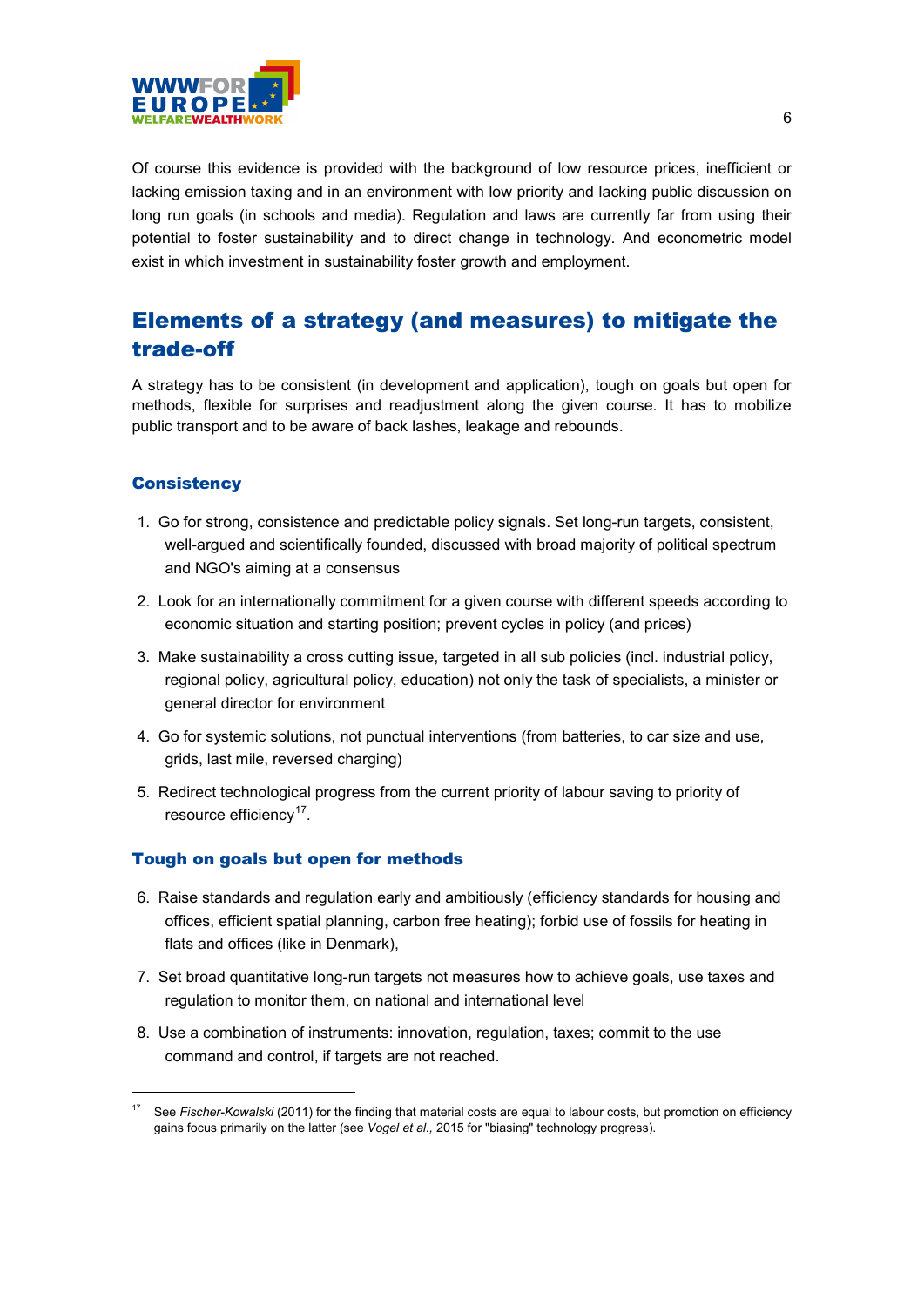Of course this evidence is provided with the background of low resource prices, inefficient or lacking emission taxing and in an environment with low priority and lacking public discussion on long run goals (in schools and media). Regulation and laws are currently far from using their potential to foster sustainability and to direct change in technology. And econometric model exist in which investment in sustainability foster growth and employment.

## Elements of a strategy (and measures) to mitigate the trade-off

A strategy has to be consistent (in development and application), tough on goals but open for methods, flexible for surprises and readjustment along the given course. It has to mobilize public transport and to be aware of back lashes, leakage and rebounds.

### Consistency

1. Go for strong, consistence and predictable policy signals. Set long-run targets, consistent, well-argued and scientifically founded, discussed with broad majority of political spectrum and NGO's aiming at a consensus
2. Look for an internationally commitment for a given course with different speeds according to economic situation and starting position; prevent cycles in policy (and prices)
3. Make sustainability a cross cutting issue, targeted in all sub policies (incl. industrial policy, regional policy, agricultural policy, education) not only the task of specialists, a minister or general director for environment
4. Go for systemic solutions, not punctual interventions (from batteries, to car size and use, grids, last mile, reversed charging)
5. Redirect technological progress from the current priority of labour saving to priority of resource efficiency[17].

### Tough on goals but open for methods

6. Raise standards and regulation early and ambitiously (efficiency standards for housing and offices, efficient spatial planning, carbon free heating); forbid use of fossils for heating in flats and offices (like in Denmark),
7. Set broad quantitative long-run targets not measures how to achieve goals, use taxes and regulation to monitor them, on national and international level
8. Use a combination of instruments: innovation, regulation, taxes; commit to the use command and control, if targets are not reached.

---

[17] See *Fischer-Kowalski* (2011) for the finding that material costs are equal to labour costs, but promotion on efficiency gains focus primarily on the latter (see *Vogel et al.,* 2015 for "biasing" technology progress).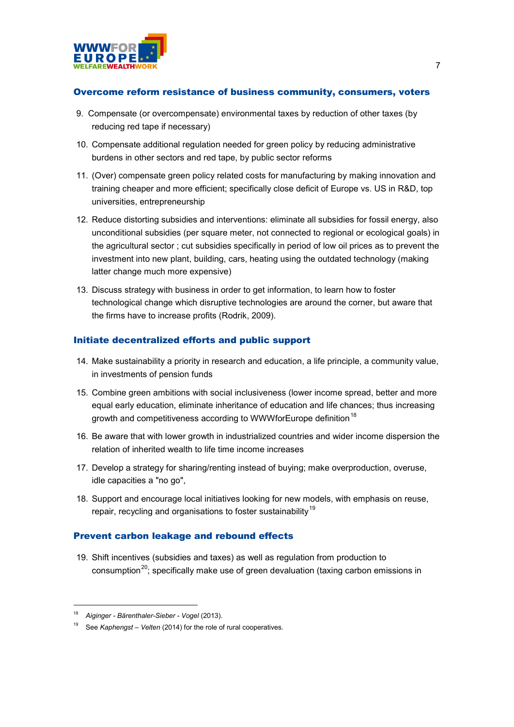### Overcome reform resistance of business community, consumers, voters

9. Compensate (or overcompensate) environmental taxes by reduction of other taxes (by reducing red tape if necessary)
10. Compensate additional regulation needed for green policy by reducing administrative burdens in other sectors and red tape, by public sector reforms
11. (Over) compensate green policy related costs for manufacturing by making innovation and training cheaper and more efficient; specifically close deficit of Europe vs. US in R&D, top universities, entrepreneurship
12. Reduce distorting subsidies and interventions: eliminate all subsidies for fossil energy, also unconditional subsidies (per square meter, not connected to regional or ecological goals) in the agricultural sector ; cut subsidies specifically in period of low oil prices as to prevent the investment into new plant, building, cars, heating using the outdated technology (making latter change much more expensive)
13. Discuss strategy with business in order to get information, to learn how to foster technological change which disruptive technologies are around the corner, but aware that the firms have to increase profits (Rodrik, 2009).

### Initiate decentralized efforts and public support

14. Make sustainability a priority in research and education, a life principle, a community value, in investments of pension funds
15. Combine green ambitions with social inclusiveness (lower income spread, better and more equal early education, eliminate inheritance of education and life chances; thus increasing growth and competitiveness according to WWWforEurope definition[18]
16. Be aware that with lower growth in industrialized countries and wider income dispersion the relation of inherited wealth to life time income increases
17. Develop a strategy for sharing/renting instead of buying; make overproduction, overuse, idle capacities a "no go",
18. Support and encourage local initiatives looking for new models, with emphasis on reuse, repair, recycling and organisations to foster sustainability[19]

### Prevent carbon leakage and rebound effects

19. Shift incentives (subsidies and taxes) as well as regulation from production to consumption[20]; specifically make use of green devaluation (taxing carbon emissions in

---

[18] *Aiginger - Bärenthaler-Sieber - Vogel* (2013).

[19] See *Kaphengst – Velten* (2014) for the role of rural cooperatives.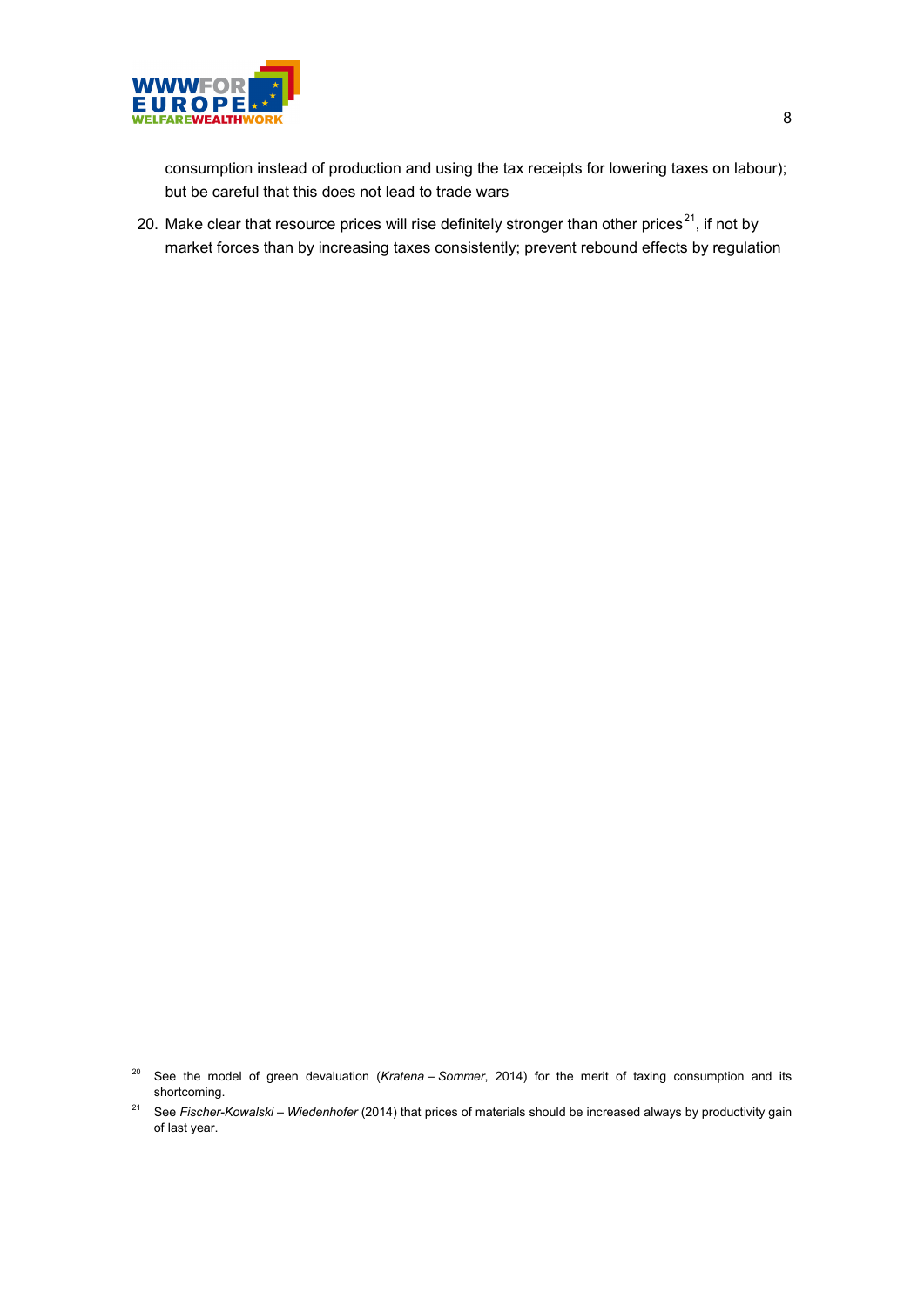consumption instead of production and using the tax receipts for lowering taxes on labour); but be careful that this does not lead to trade wars

20. Make clear that resource prices will rise definitely stronger than other prices[21], if not by market forces than by increasing taxes consistently; prevent rebound effects by regulation

[20] See the model of green devaluation (*Kratena – Sommer*, 2014) for the merit of taxing consumption and its shortcoming.

[21] See *Fischer-Kowalski – Wiedenhofer* (2014) that prices of materials should be increased always by productivity gain of last year.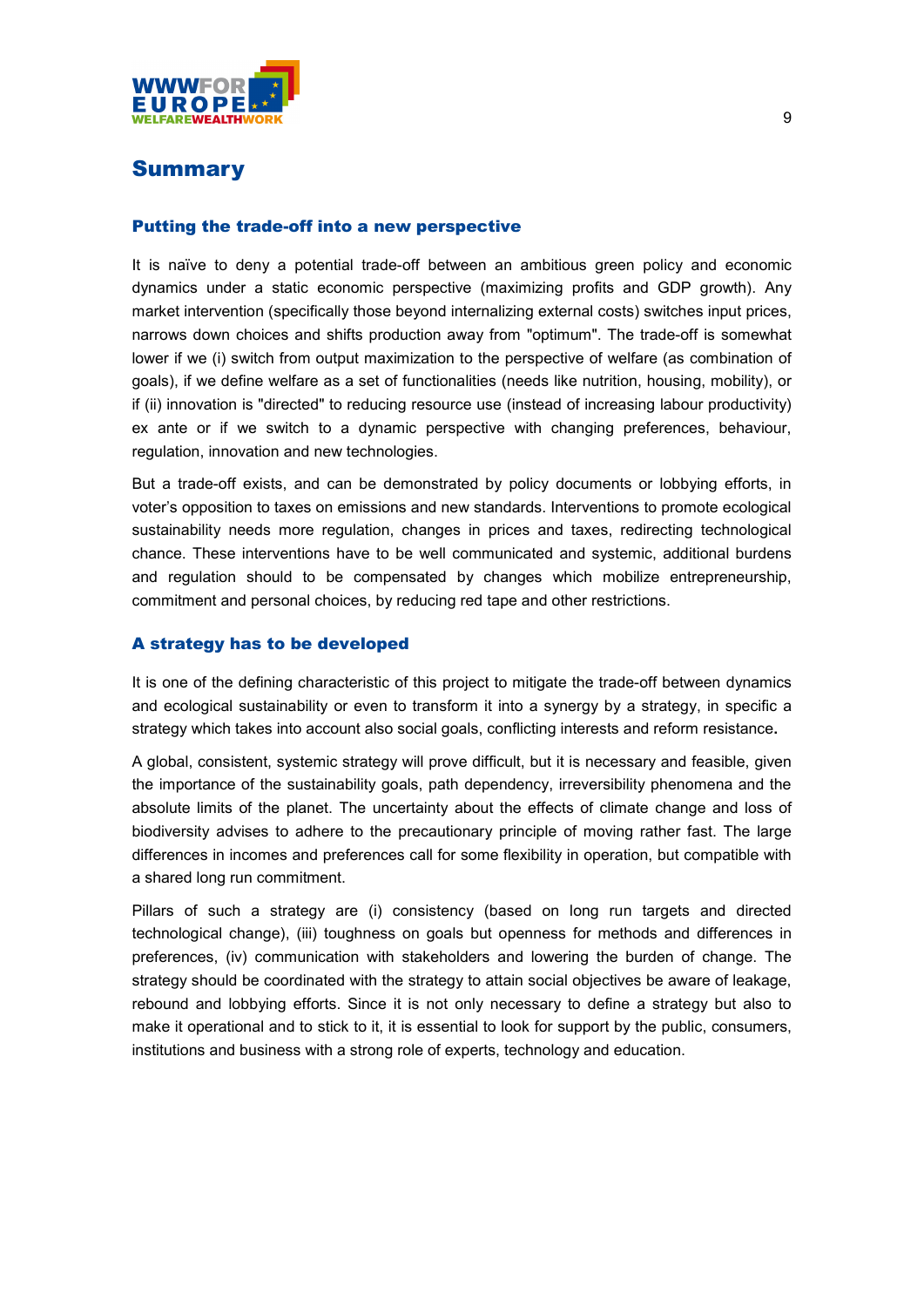# Summary

## Putting the trade-off into a new perspective

It is naïve to deny a potential trade-off between an ambitious green policy and economic dynamics under a static economic perspective (maximizing profits and GDP growth). Any market intervention (specifically those beyond internalizing external costs) switches input prices, narrows down choices and shifts production away from "optimum". The trade-off is somewhat lower if we (i) switch from output maximization to the perspective of welfare (as combination of goals), if we define welfare as a set of functionalities (needs like nutrition, housing, mobility), or if (ii) innovation is "directed" to reducing resource use (instead of increasing labour productivity) ex ante or if we switch to a dynamic perspective with changing preferences, behaviour, regulation, innovation and new technologies.

But a trade-off exists, and can be demonstrated by policy documents or lobbying efforts, in voter's opposition to taxes on emissions and new standards. Interventions to promote ecological sustainability needs more regulation, changes in prices and taxes, redirecting technological chance. These interventions have to be well communicated and systemic, additional burdens and regulation should to be compensated by changes which mobilize entrepreneurship, commitment and personal choices, by reducing red tape and other restrictions.

## A strategy has to be developed

It is one of the defining characteristic of this project to mitigate the trade-off between dynamics and ecological sustainability or even to transform it into a synergy by a strategy, in specific a strategy which takes into account also social goals, conflicting interests and reform resistance**.**

A global, consistent, systemic strategy will prove difficult, but it is necessary and feasible, given the importance of the sustainability goals, path dependency, irreversibility phenomena and the absolute limits of the planet. The uncertainty about the effects of climate change and loss of biodiversity advises to adhere to the precautionary principle of moving rather fast. The large differences in incomes and preferences call for some flexibility in operation, but compatible with a shared long run commitment.

Pillars of such a strategy are (i) consistency (based on long run targets and directed technological change), (iii) toughness on goals but openness for methods and differences in preferences, (iv) communication with stakeholders and lowering the burden of change. The strategy should be coordinated with the strategy to attain social objectives be aware of leakage, rebound and lobbying efforts. Since it is not only necessary to define a strategy but also to make it operational and to stick to it, it is essential to look for support by the public, consumers, institutions and business with a strong role of experts, technology and education.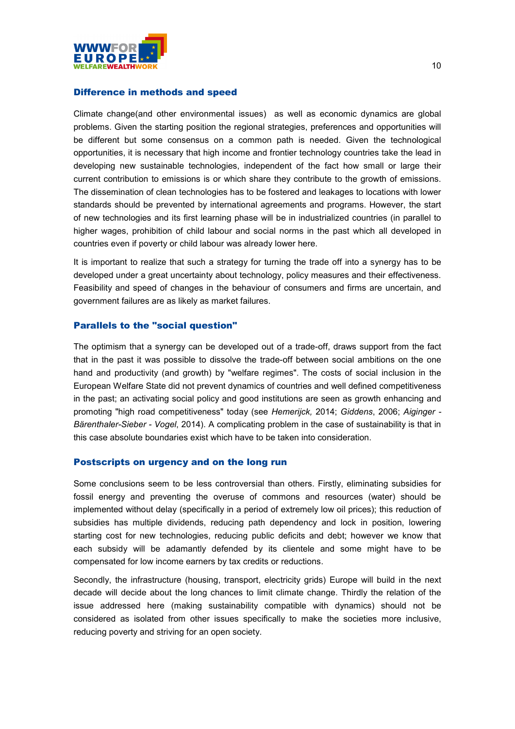### Difference in methods and speed

Climate change(and other environmental issues)  as well as economic dynamics are global problems. Given the starting position the regional strategies, preferences and opportunities will be different but some consensus on a common path is needed. Given the technological opportunities, it is necessary that high income and frontier technology countries take the lead in developing new sustainable technologies, independent of the fact how small or large their current contribution to emissions is or which share they contribute to the growth of emissions. The dissemination of clean technologies has to be fostered and leakages to locations with lower standards should be prevented by international agreements and programs. However, the start of new technologies and its first learning phase will be in industrialized countries (in parallel to higher wages, prohibition of child labour and social norms in the past which all developed in countries even if poverty or child labour was already lower here.

It is important to realize that such a strategy for turning the trade off into a synergy has to be developed under a great uncertainty about technology, policy measures and their effectiveness. Feasibility and speed of changes in the behaviour of consumers and firms are uncertain, and government failures are as likely as market failures.

### Parallels to the "social question"

The optimism that a synergy can be developed out of a trade-off, draws support from the fact that in the past it was possible to dissolve the trade-off between social ambitions on the one hand and productivity (and growth) by "welfare regimes". The costs of social inclusion in the European Welfare State did not prevent dynamics of countries and well defined competitiveness in the past; an activating social policy and good institutions are seen as growth enhancing and promoting "high road competitiveness" today (see *Hemerijck,* 2014; *Giddens*, 2006; *Aiginger - Bärenthaler-Sieber - Vogel*, 2014). A complicating problem in the case of sustainability is that in this case absolute boundaries exist which have to be taken into consideration.

### Postscripts on urgency and on the long run

Some conclusions seem to be less controversial than others. Firstly, eliminating subsidies for fossil energy and preventing the overuse of commons and resources (water) should be implemented without delay (specifically in a period of extremely low oil prices); this reduction of subsidies has multiple dividends, reducing path dependency and lock in position, lowering starting cost for new technologies, reducing public deficits and debt; however we know that each subsidy will be adamantly defended by its clientele and some might have to be compensated for low income earners by tax credits or reductions.

Secondly, the infrastructure (housing, transport, electricity grids) Europe will build in the next decade will decide about the long chances to limit climate change. Thirdly the relation of the issue addressed here (making sustainability compatible with dynamics) should not be considered as isolated from other issues specifically to make the societies more inclusive, reducing poverty and striving for an open society.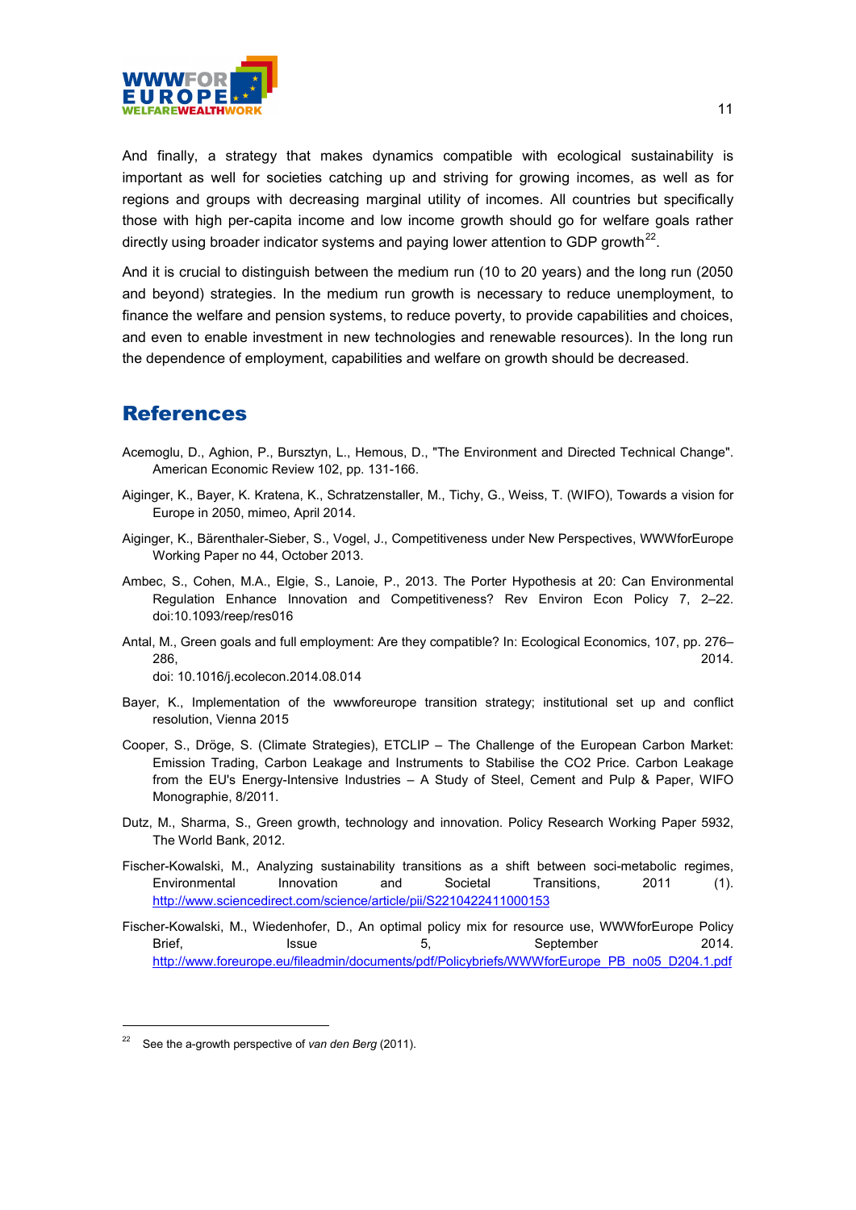And finally, a strategy that makes dynamics compatible with ecological sustainability is important as well for societies catching up and striving for growing incomes, as well as for regions and groups with decreasing marginal utility of incomes. All countries but specifically those with high per-capita income and low income growth should go for welfare goals rather directly using broader indicator systems and paying lower attention to GDP growth[22].

And it is crucial to distinguish between the medium run (10 to 20 years) and the long run (2050 and beyond) strategies. In the medium run growth is necessary to reduce unemployment, to finance the welfare and pension systems, to reduce poverty, to provide capabilities and choices, and even to enable investment in new technologies and renewable resources). In the long run the dependence of employment, capabilities and welfare on growth should be decreased.

## References

Acemoglu, D., Aghion, P., Bursztyn, L., Hemous, D., "The Environment and Directed Technical Change". American Economic Review 102, pp. 131-166.

Aiginger, K., Bayer, K. Kratena, K., Schratzenstaller, M., Tichy, G., Weiss, T. (WIFO), Towards a vision for Europe in 2050, mimeo, April 2014.

Aiginger, K., Bärenthaler-Sieber, S., Vogel, J., Competitiveness under New Perspectives, WWWforEurope Working Paper no 44, October 2013.

Ambec, S., Cohen, M.A., Elgie, S., Lanoie, P., 2013. The Porter Hypothesis at 20: Can Environmental Regulation Enhance Innovation and Competitiveness? Rev Environ Econ Policy 7, 2–22. doi:10.1093/reep/res016

Antal, M., Green goals and full employment: Are they compatible? In: Ecological Economics, 107, pp. 276–286, 2014. doi: 10.1016/j.ecolecon.2014.08.014

Bayer, K., Implementation of the wwwforeurope transition strategy; institutional set up and conflict resolution, Vienna 2015

Cooper, S., Dröge, S. (Climate Strategies), ETCLIP – The Challenge of the European Carbon Market: Emission Trading, Carbon Leakage and Instruments to Stabilise the CO2 Price. Carbon Leakage from the EU's Energy-Intensive Industries – A Study of Steel, Cement and Pulp & Paper, WIFO Monographie, 8/2011.

Dutz, M., Sharma, S., Green growth, technology and innovation. Policy Research Working Paper 5932, The World Bank, 2012.

Fischer-Kowalski, M., Analyzing sustainability transitions as a shift between soci-metabolic regimes, Environmental Innovation and Societal Transitions, 2011 (1). http://www.sciencedirect.com/science/article/pii/S2210422411000153

Fischer-Kowalski, M., Wiedenhofer, D., An optimal policy mix for resource use, WWWforEurope Policy Brief, Issue 5, September 2014. http://www.foreurope.eu/fileadmin/documents/pdf/Policybriefs/WWWforEurope_PB_no05_D204.1.pdf

---

[22] See the a-growth perspective of *van den Berg* (2011).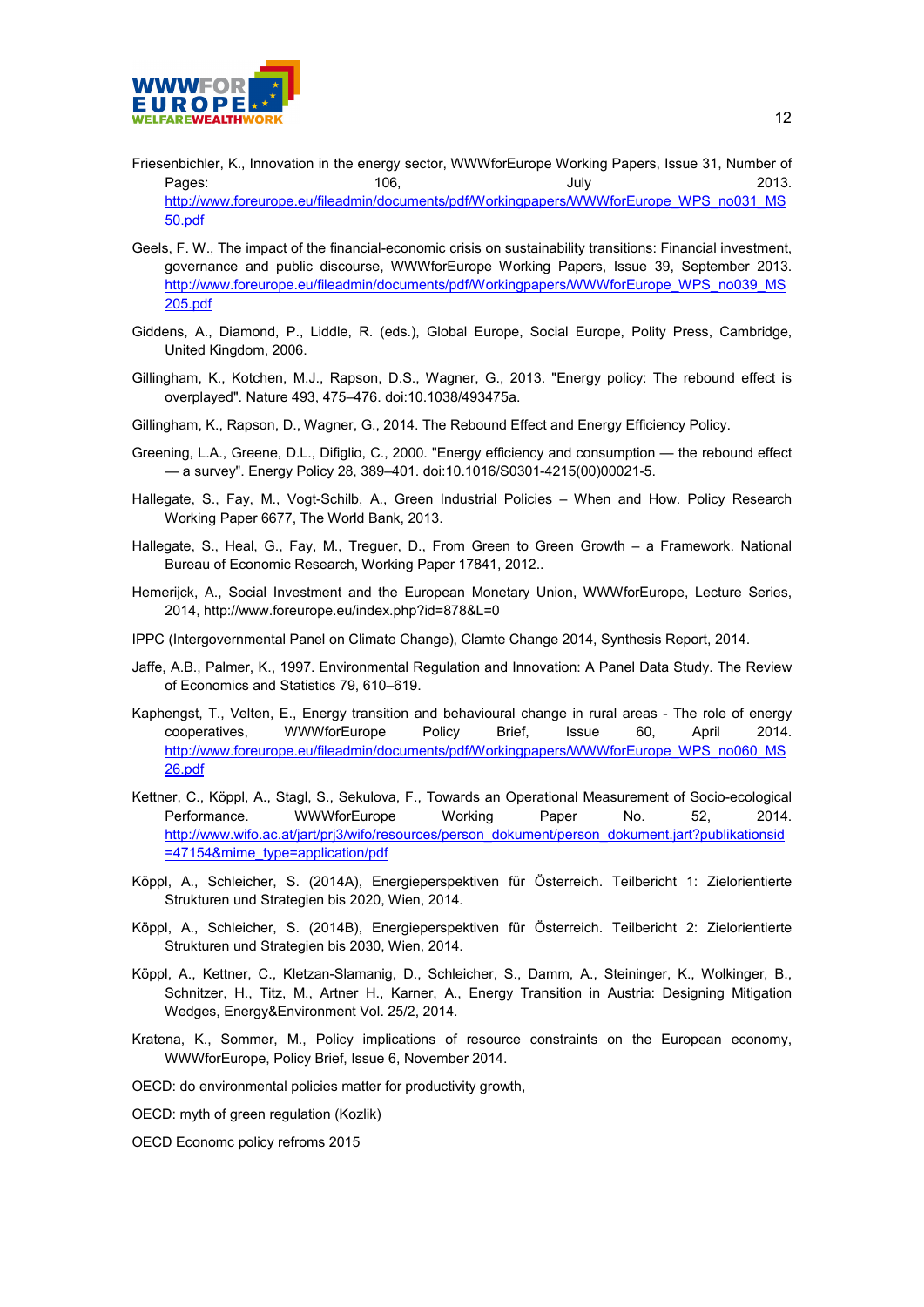Friesenbichler, K., Innovation in the energy sector, WWWforEurope Working Papers, Issue 31, Number of Pages: 106, July 2013. http://www.foreurope.eu/fileadmin/documents/pdf/Workingpapers/WWWforEurope_WPS_no031_MS50.pdf

Geels, F. W., The impact of the financial-economic crisis on sustainability transitions: Financial investment, governance and public discourse, WWWforEurope Working Papers, Issue 39, September 2013. http://www.foreurope.eu/fileadmin/documents/pdf/Workingpapers/WWWforEurope_WPS_no039_MS205.pdf

Giddens, A., Diamond, P., Liddle, R. (eds.), Global Europe, Social Europe, Polity Press, Cambridge, United Kingdom, 2006.

Gillingham, K., Kotchen, M.J., Rapson, D.S., Wagner, G., 2013. "Energy policy: The rebound effect is overplayed". Nature 493, 475–476. doi:10.1038/493475a.

Gillingham, K., Rapson, D., Wagner, G., 2014. The Rebound Effect and Energy Efficiency Policy.

Greening, L.A., Greene, D.L., Difiglio, C., 2000. "Energy efficiency and consumption — the rebound effect — a survey". Energy Policy 28, 389–401. doi:10.1016/S0301-4215(00)00021-5.

Hallegate, S., Fay, M., Vogt-Schilb, A., Green Industrial Policies – When and How. Policy Research Working Paper 6677, The World Bank, 2013.

Hallegate, S., Heal, G., Fay, M., Treguer, D., From Green to Green Growth – a Framework. National Bureau of Economic Research, Working Paper 17841, 2012..

Hemerijck, A., Social Investment and the European Monetary Union, WWWforEurope, Lecture Series, 2014, http://www.foreurope.eu/index.php?id=878&L=0

IPPC (Intergovernmental Panel on Climate Change), Clamte Change 2014, Synthesis Report, 2014.

Jaffe, A.B., Palmer, K., 1997. Environmental Regulation and Innovation: A Panel Data Study. The Review of Economics and Statistics 79, 610–619.

Kaphengst, T., Velten, E., Energy transition and behavioural change in rural areas - The role of energy cooperatives, WWWforEurope Policy Brief, Issue 60, April 2014. http://www.foreurope.eu/fileadmin/documents/pdf/Workingpapers/WWWforEurope_WPS_no060_MS26.pdf

Kettner, C., Köppl, A., Stagl, S., Sekulova, F., Towards an Operational Measurement of Socio-ecological Performance. WWWforEurope Working Paper No. 52, 2014. http://www.wifo.ac.at/jart/prj3/wifo/resources/person_dokument/person_dokument.jart?publikationsid=47154&mime_type=application/pdf

Köppl, A., Schleicher, S. (2014A), Energieperspektiven für Österreich. Teilbericht 1: Zielorientierte Strukturen und Strategien bis 2020, Wien, 2014.

Köppl, A., Schleicher, S. (2014B), Energieperspektiven für Österreich. Teilbericht 2: Zielorientierte Strukturen und Strategien bis 2030, Wien, 2014.

Köppl, A., Kettner, C., Kletzan-Slamanig, D., Schleicher, S., Damm, A., Steininger, K., Wolkinger, B., Schnitzer, H., Titz, M., Artner H., Karner, A., Energy Transition in Austria: Designing Mitigation Wedges, Energy&Environment Vol. 25/2, 2014.

Kratena, K., Sommer, M., Policy implications of resource constraints on the European economy, WWWforEurope, Policy Brief, Issue 6, November 2014.

OECD: do environmental policies matter for productivity growth,

OECD: myth of green regulation (Kozlik)

OECD Economc policy refroms 2015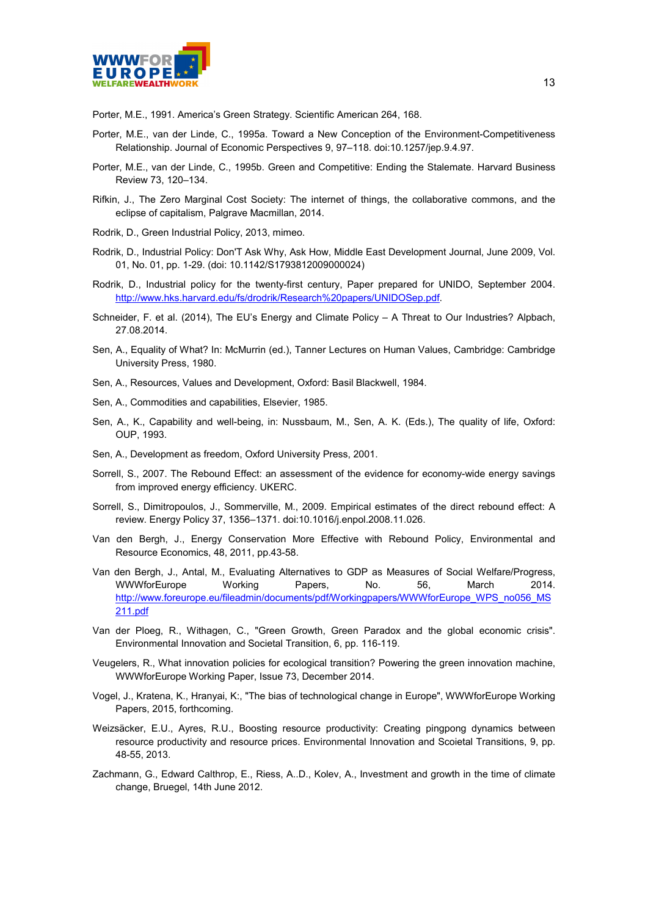Porter, M.E., 1991. America's Green Strategy. Scientific American 264, 168.

Porter, M.E., van der Linde, C., 1995a. Toward a New Conception of the Environment-Competitiveness Relationship. Journal of Economic Perspectives 9, 97–118. doi:10.1257/jep.9.4.97.

Porter, M.E., van der Linde, C., 1995b. Green and Competitive: Ending the Stalemate. Harvard Business Review 73, 120–134.

Rifkin, J., The Zero Marginal Cost Society: The internet of things, the collaborative commons, and the eclipse of capitalism, Palgrave Macmillan, 2014.

Rodrik, D., Green Industrial Policy, 2013, mimeo.

Rodrik, D., Industrial Policy: Don'T Ask Why, Ask How, Middle East Development Journal, June 2009, Vol. 01, No. 01, pp. 1-29. (doi: 10.1142/S1793812009000024)

Rodrik, D., Industrial policy for the twenty-first century, Paper prepared for UNIDO, September 2004. http://www.hks.harvard.edu/fs/drodrik/Research%20papers/UNIDOSep.pdf.

Schneider, F. et al. (2014), The EU's Energy and Climate Policy – A Threat to Our Industries? Alpbach, 27.08.2014.

Sen, A., Equality of What? In: McMurrin (ed.), Tanner Lectures on Human Values, Cambridge: Cambridge University Press, 1980.

Sen, A., Resources, Values and Development, Oxford: Basil Blackwell, 1984.

Sen, A., Commodities and capabilities, Elsevier, 1985.

Sen, A., K., Capability and well-being, in: Nussbaum, M., Sen, A. K. (Eds.), The quality of life, Oxford: OUP, 1993.

Sen, A., Development as freedom, Oxford University Press, 2001.

Sorrell, S., 2007. The Rebound Effect: an assessment of the evidence for economy-wide energy savings from improved energy efficiency. UKERC.

Sorrell, S., Dimitropoulos, J., Sommerville, M., 2009. Empirical estimates of the direct rebound effect: A review. Energy Policy 37, 1356–1371. doi:10.1016/j.enpol.2008.11.026.

Van den Bergh, J., Energy Conservation More Effective with Rebound Policy, Environmental and Resource Economics, 48, 2011, pp.43-58.

Van den Bergh, J., Antal, M., Evaluating Alternatives to GDP as Measures of Social Welfare/Progress, WWWforEurope Working Papers, No. 56, March 2014. http://www.foreurope.eu/fileadmin/documents/pdf/Workingpapers/WWWforEurope_WPS_no056_MS211.pdf

Van der Ploeg, R., Withagen, C., "Green Growth, Green Paradox and the global economic crisis". Environmental Innovation and Societal Transition, 6, pp. 116-119.

Veugelers, R., What innovation policies for ecological transition? Powering the green innovation machine, WWWforEurope Working Paper, Issue 73, December 2014.

Vogel, J., Kratena, K., Hranyai, K:, "The bias of technological change in Europe", WWWforEurope Working Papers, 2015, forthcoming.

Weizsäcker, E.U., Ayres, R.U., Boosting resource productivity: Creating pingpong dynamics between resource productivity and resource prices. Environmental Innovation and Scoietal Transitions, 9, pp. 48-55, 2013.

Zachmann, G., Edward Calthrop, E., Riess, A..D., Kolev, A., Investment and growth in the time of climate change, Bruegel, 14th June 2012.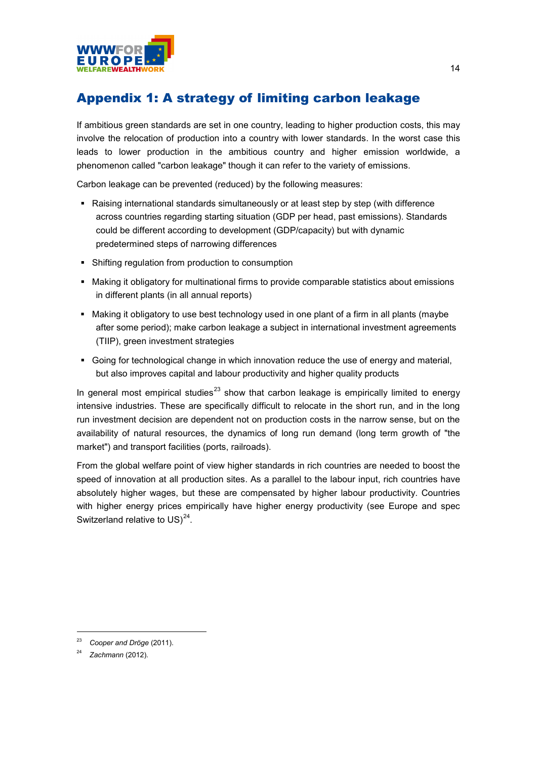# Appendix 1: A strategy of limiting carbon leakage

If ambitious green standards are set in one country, leading to higher production costs, this may involve the relocation of production into a country with lower standards. In the worst case this leads to lower production in the ambitious country and higher emission worldwide, a phenomenon called "carbon leakage" though it can refer to the variety of emissions.

Carbon leakage can be prevented (reduced) by the following measures:

- Raising international standards simultaneously or at least step by step (with difference across countries regarding starting situation (GDP per head, past emissions). Standards could be different according to development (GDP/capacity) but with dynamic predetermined steps of narrowing differences
- Shifting regulation from production to consumption
- Making it obligatory for multinational firms to provide comparable statistics about emissions in different plants (in all annual reports)
- Making it obligatory to use best technology used in one plant of a firm in all plants (maybe after some period); make carbon leakage a subject in international investment agreements (TIIP), green investment strategies
- Going for technological change in which innovation reduce the use of energy and material, but also improves capital and labour productivity and higher quality products

In general most empirical studies[23] show that carbon leakage is empirically limited to energy intensive industries. These are specifically difficult to relocate in the short run, and in the long run investment decision are dependent not on production costs in the narrow sense, but on the availability of natural resources, the dynamics of long run demand (long term growth of "the market") and transport facilities (ports, railroads).

From the global welfare point of view higher standards in rich countries are needed to boost the speed of innovation at all production sites. As a parallel to the labour input, rich countries have absolutely higher wages, but these are compensated by higher labour productivity. Countries with higher energy prices empirically have higher energy productivity (see Europe and spec Switzerland relative to US)[24].

---

[23] *Cooper and Dröge* (2011).

[24] *Zachmann* (2012).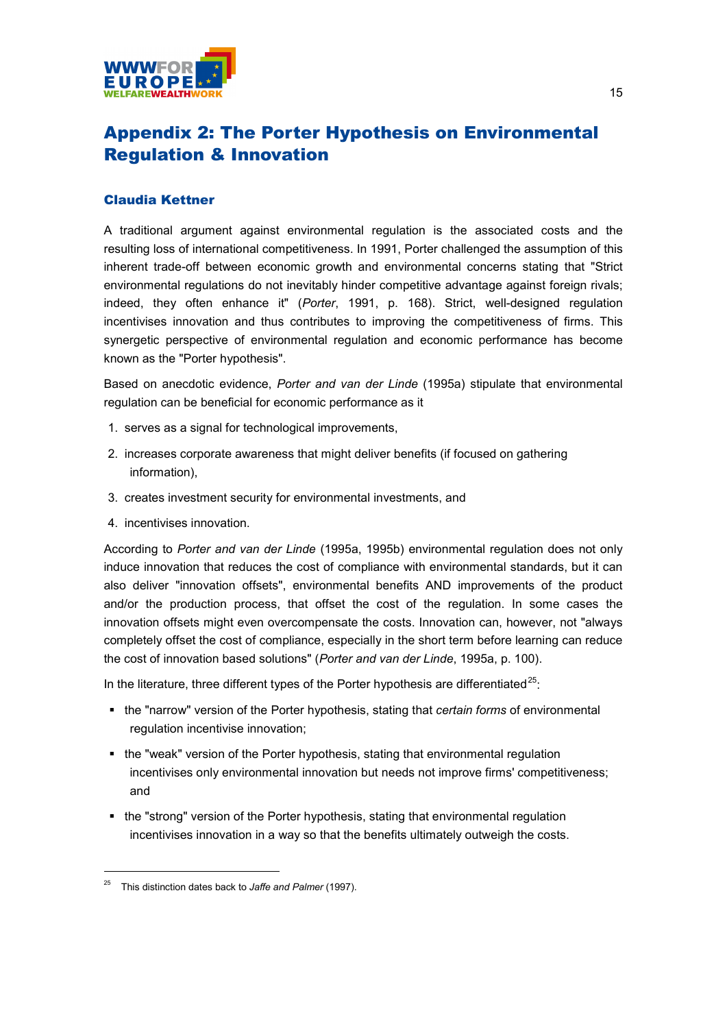# Appendix 2: The Porter Hypothesis on Environmental Regulation & Innovation

### Claudia Kettner

A traditional argument against environmental regulation is the associated costs and the resulting loss of international competitiveness. In 1991, Porter challenged the assumption of this inherent trade-off between economic growth and environmental concerns stating that "Strict environmental regulations do not inevitably hinder competitive advantage against foreign rivals; indeed, they often enhance it" (*Porter*, 1991, p. 168). Strict, well-designed regulation incentivises innovation and thus contributes to improving the competitiveness of firms. This synergetic perspective of environmental regulation and economic performance has become known as the "Porter hypothesis".

Based on anecdotic evidence, *Porter and van der Linde* (1995a) stipulate that environmental regulation can be beneficial for economic performance as it

1. serves as a signal for technological improvements,
2. increases corporate awareness that might deliver benefits (if focused on gathering information),
3. creates investment security for environmental investments, and
4. incentivises innovation.

According to *Porter and van der Linde* (1995a, 1995b) environmental regulation does not only induce innovation that reduces the cost of compliance with environmental standards, but it can also deliver "innovation offsets", environmental benefits AND improvements of the product and/or the production process, that offset the cost of the regulation. In some cases the innovation offsets might even overcompensate the costs. Innovation can, however, not "always completely offset the cost of compliance, especially in the short term before learning can reduce the cost of innovation based solutions" (*Porter and van der Linde*, 1995a, p. 100).

In the literature, three different types of the Porter hypothesis are differentiated[25]:

- the "narrow" version of the Porter hypothesis, stating that *certain forms* of environmental regulation incentivise innovation;
- the "weak" version of the Porter hypothesis, stating that environmental regulation incentivises only environmental innovation but needs not improve firms' competitiveness; and
- the "strong" version of the Porter hypothesis, stating that environmental regulation incentivises innovation in a way so that the benefits ultimately outweigh the costs.

---

[25] This distinction dates back to *Jaffe and Palmer* (1997).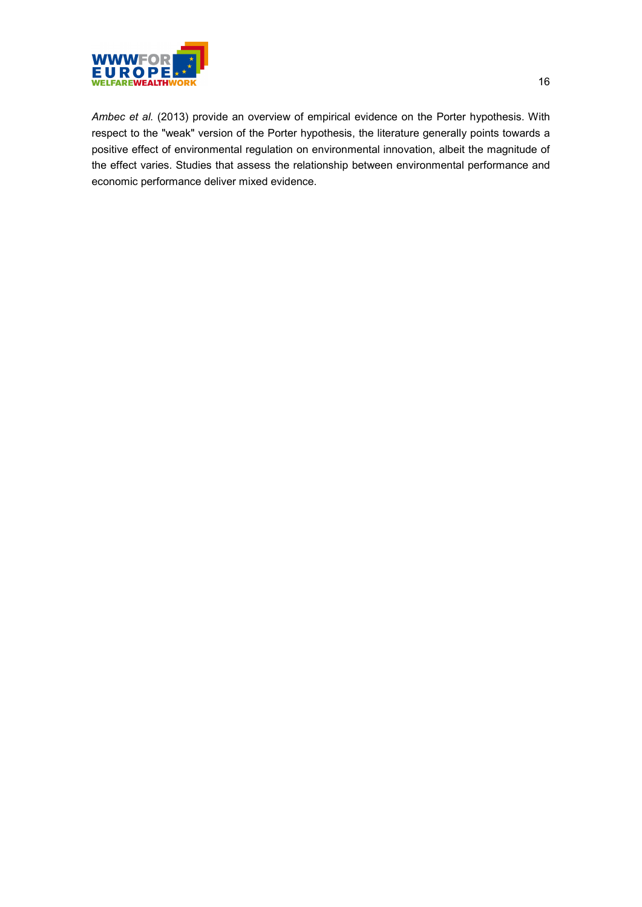*Ambec et al.* (2013) provide an overview of empirical evidence on the Porter hypothesis. With respect to the "weak" version of the Porter hypothesis, the literature generally points towards a positive effect of environmental regulation on environmental innovation, albeit the magnitude of the effect varies. Studies that assess the relationship between environmental performance and economic performance deliver mixed evidence.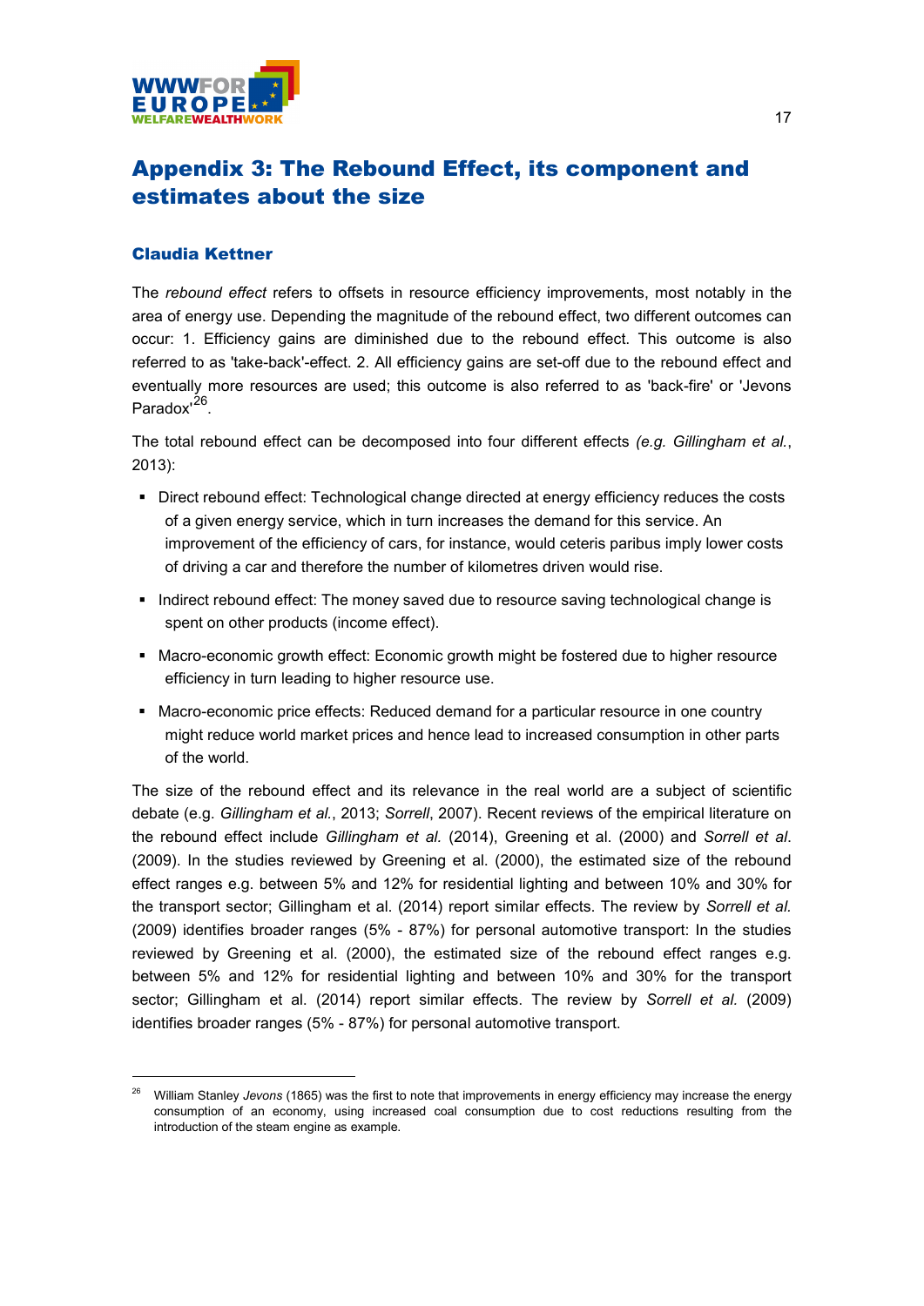## Appendix 3: The Rebound Effect, its component and estimates about the size

### Claudia Kettner

The *rebound effect* refers to offsets in resource efficiency improvements, most notably in the area of energy use. Depending the magnitude of the rebound effect, two different outcomes can occur: 1. Efficiency gains are diminished due to the rebound effect. This outcome is also referred to as 'take-back'-effect. 2. All efficiency gains are set-off due to the rebound effect and eventually more resources are used; this outcome is also referred to as 'back-fire' or 'Jevons Paradox'[26].

The total rebound effect can be decomposed into four different effects *(e.g. Gillingham et al.*, 2013):

- Direct rebound effect: Technological change directed at energy efficiency reduces the costs of a given energy service, which in turn increases the demand for this service. An improvement of the efficiency of cars, for instance, would ceteris paribus imply lower costs of driving a car and therefore the number of kilometres driven would rise.
- Indirect rebound effect: The money saved due to resource saving technological change is spent on other products (income effect).
- Macro-economic growth effect: Economic growth might be fostered due to higher resource efficiency in turn leading to higher resource use.
- Macro-economic price effects: Reduced demand for a particular resource in one country might reduce world market prices and hence lead to increased consumption in other parts of the world.

The size of the rebound effect and its relevance in the real world are a subject of scientific debate (e.g. *Gillingham et al.*, 2013; *Sorrell*, 2007). Recent reviews of the empirical literature on the rebound effect include *Gillingham et al.* (2014), Greening et al. (2000) and *Sorrell et al*. (2009). In the studies reviewed by Greening et al. (2000), the estimated size of the rebound effect ranges e.g. between 5% and 12% for residential lighting and between 10% and 30% for the transport sector; Gillingham et al. (2014) report similar effects. The review by *Sorrell et al.* (2009) identifies broader ranges (5% - 87%) for personal automotive transport: In the studies reviewed by Greening et al. (2000), the estimated size of the rebound effect ranges e.g. between 5% and 12% for residential lighting and between 10% and 30% for the transport sector; Gillingham et al. (2014) report similar effects. The review by *Sorrell et al.* (2009) identifies broader ranges (5% - 87%) for personal automotive transport.

---

[26] William Stanley *Jevons* (1865) was the first to note that improvements in energy efficiency may increase the energy consumption of an economy, using increased coal consumption due to cost reductions resulting from the introduction of the steam engine as example.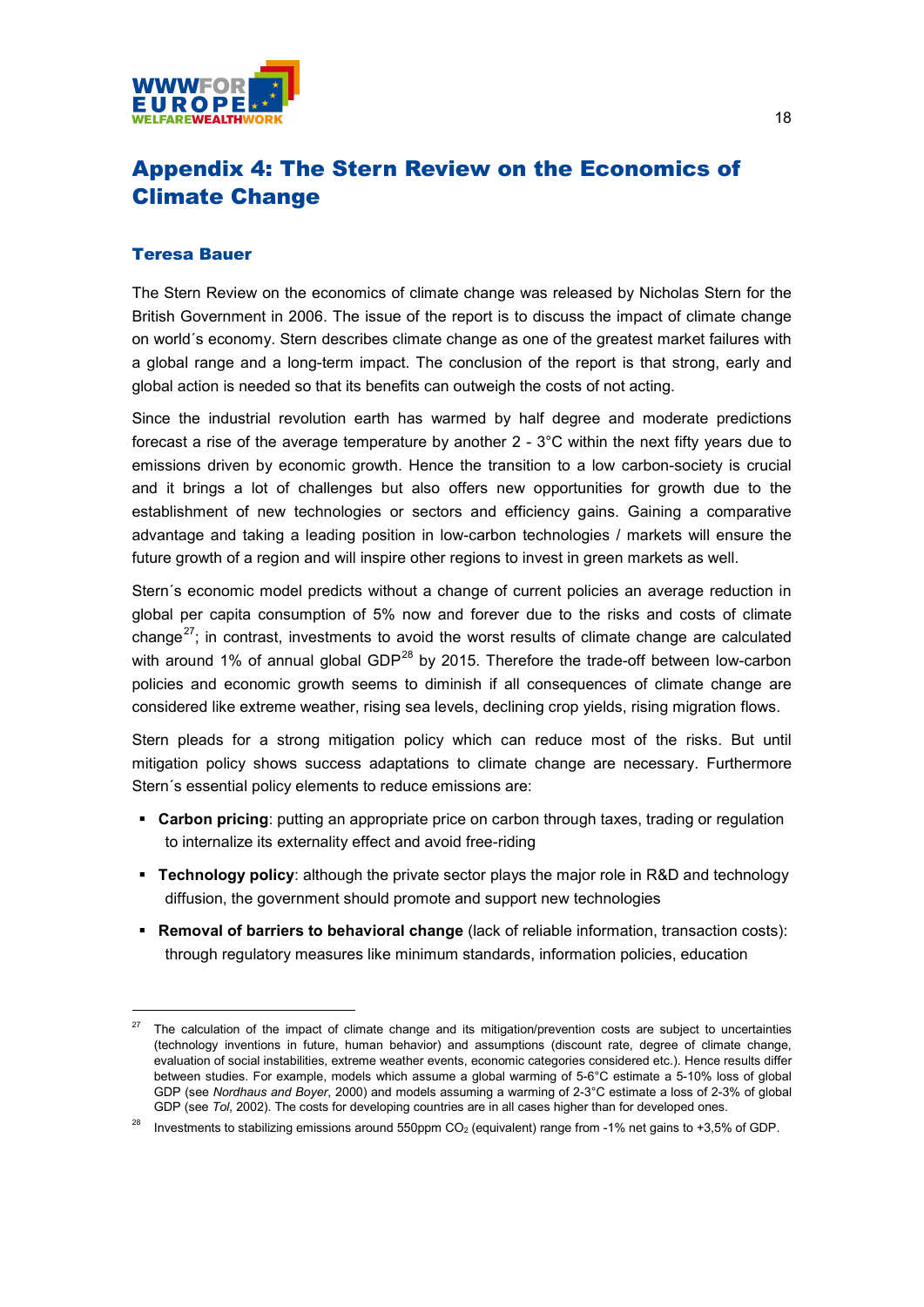# Appendix 4: The Stern Review on the Economics of Climate Change

### Teresa Bauer

The Stern Review on the economics of climate change was released by Nicholas Stern for the British Government in 2006. The issue of the report is to discuss the impact of climate change on world´s economy. Stern describes climate change as one of the greatest market failures with a global range and a long-term impact. The conclusion of the report is that strong, early and global action is needed so that its benefits can outweigh the costs of not acting.

Since the industrial revolution earth has warmed by half degree and moderate predictions forecast a rise of the average temperature by another 2 - 3°C within the next fifty years due to emissions driven by economic growth. Hence the transition to a low carbon-society is crucial and it brings a lot of challenges but also offers new opportunities for growth due to the establishment of new technologies or sectors and efficiency gains. Gaining a comparative advantage and taking a leading position in low-carbon technologies / markets will ensure the future growth of a region and will inspire other regions to invest in green markets as well.

Stern´s economic model predicts without a change of current policies an average reduction in global per capita consumption of 5% now and forever due to the risks and costs of climate change[27]; in contrast, investments to avoid the worst results of climate change are calculated with around 1% of annual global GDP[28] by 2015. Therefore the trade-off between low-carbon policies and economic growth seems to diminish if all consequences of climate change are considered like extreme weather, rising sea levels, declining crop yields, rising migration flows.

Stern pleads for a strong mitigation policy which can reduce most of the risks. But until mitigation policy shows success adaptations to climate change are necessary. Furthermore Stern´s essential policy elements to reduce emissions are:

- **Carbon pricing**: putting an appropriate price on carbon through taxes, trading or regulation to internalize its externality effect and avoid free-riding
- **Technology policy**: although the private sector plays the major role in R&D and technology diffusion, the government should promote and support new technologies
- **Removal of barriers to behavioral change** (lack of reliable information, transaction costs): through regulatory measures like minimum standards, information policies, education

---

[27] The calculation of the impact of climate change and its mitigation/prevention costs are subject to uncertainties (technology inventions in future, human behavior) and assumptions (discount rate, degree of climate change, evaluation of social instabilities, extreme weather events, economic categories considered etc.). Hence results differ between studies. For example, models which assume a global warming of 5-6°C estimate a 5-10% loss of global GDP (see *Nordhaus and Boyer*, 2000) and models assuming a warming of 2-3°C estimate a loss of 2-3% of global GDP (see *Tol*, 2002). The costs for developing countries are in all cases higher than for developed ones.

[28] Investments to stabilizing emissions around 550ppm $CO_2$ (equivalent) range from -1% net gains to +3,5% of GDP.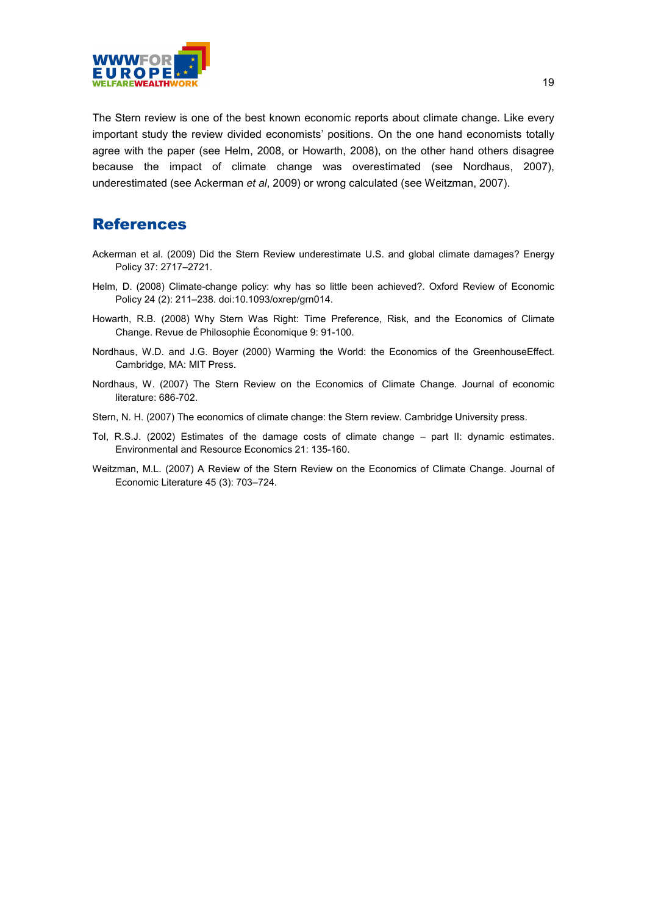The Stern review is one of the best known economic reports about climate change. Like every important study the review divided economists' positions. On the one hand economists totally agree with the paper (see Helm, 2008, or Howarth, 2008), on the other hand others disagree because the impact of climate change was overestimated (see Nordhaus, 2007), underestimated (see Ackerman *et al*, 2009) or wrong calculated (see Weitzman, 2007).

## References

Ackerman et al. (2009) Did the Stern Review underestimate U.S. and global climate damages? Energy Policy 37: 2717–2721.

Helm, D. (2008) Climate-change policy: why has so little been achieved?. Oxford Review of Economic Policy 24 (2): 211–238. doi:10.1093/oxrep/grn014.

Howarth, R.B. (2008) Why Stern Was Right: Time Preference, Risk, and the Economics of Climate Change. Revue de Philosophie Économique 9: 91-100.

Nordhaus, W.D. and J.G. Boyer (2000) Warming the World: the Economics of the GreenhouseEffect. Cambridge, MA: MIT Press.

Nordhaus, W. (2007) The Stern Review on the Economics of Climate Change. Journal of economic literature: 686-702.

Stern, N. H. (2007) The economics of climate change: the Stern review. Cambridge University press.

Tol, R.S.J. (2002) Estimates of the damage costs of climate change – part II: dynamic estimates. Environmental and Resource Economics 21: 135-160.

Weitzman, M.L. (2007) A Review of the Stern Review on the Economics of Climate Change. Journal of Economic Literature 45 (3): 703–724.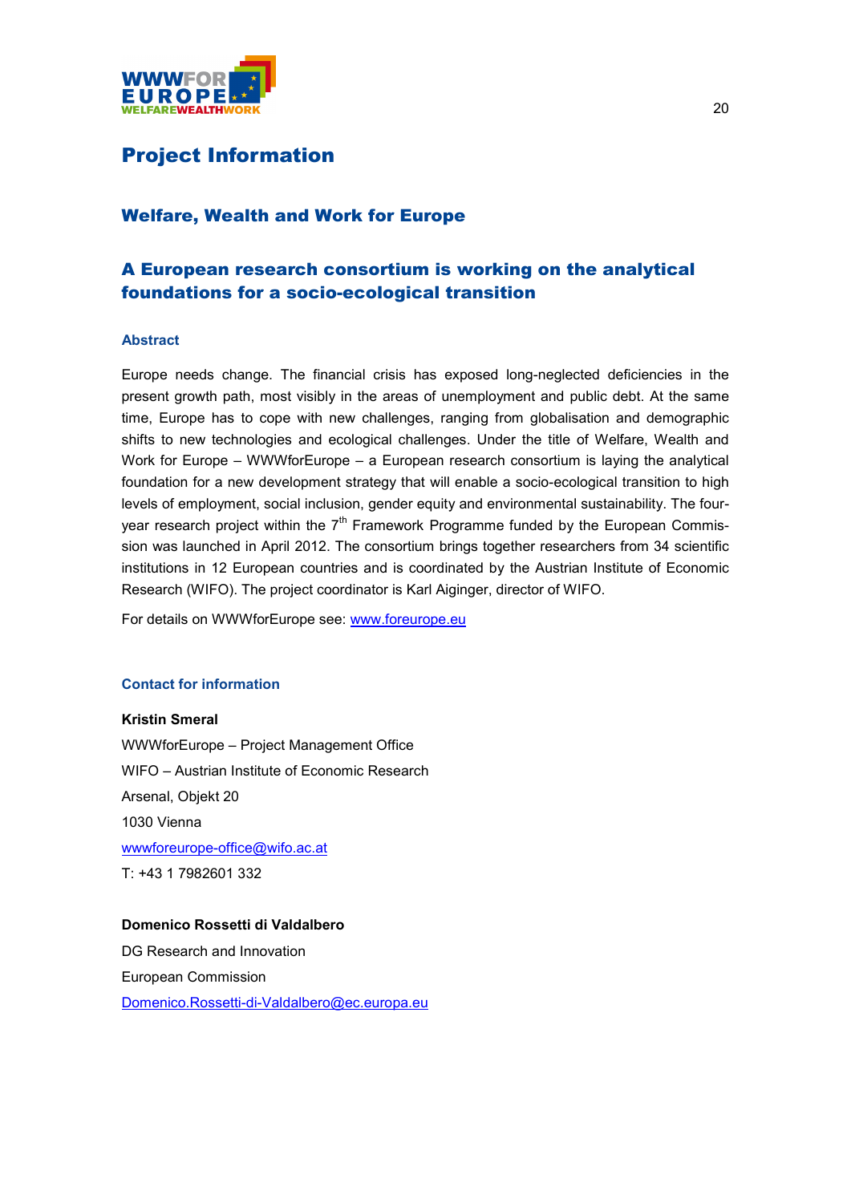# Project Information

## Welfare, Wealth and Work for Europe

## A European research consortium is working on the analytical foundations for a socio-ecological transition

### Abstract

Europe needs change. The financial crisis has exposed long-neglected deficiencies in the present growth path, most visibly in the areas of unemployment and public debt. At the same time, Europe has to cope with new challenges, ranging from globalisation and demographic shifts to new technologies and ecological challenges. Under the title of Welfare, Wealth and Work for Europe – WWWforEurope – a European research consortium is laying the analytical foundation for a new development strategy that will enable a socio-ecological transition to high levels of employment, social inclusion, gender equity and environmental sustainability. The four-year research project within the 7th Framework Programme funded by the European Commission was launched in April 2012. The consortium brings together researchers from 34 scientific institutions in 12 European countries and is coordinated by the Austrian Institute of Economic Research (WIFO). The project coordinator is Karl Aiginger, director of WIFO.

For details on WWWforEurope see: www.foreurope.eu

### Contact for information

**Kristin Smeral**

WWWforEurope – Project Management Office

WIFO – Austrian Institute of Economic Research

Arsenal, Objekt 20

1030 Vienna

wwwforeurope-office@wifo.ac.at

T: +43 1 7982601 332

**Domenico Rossetti di Valdalbero**

DG Research and Innovation

European Commission

Domenico.Rossetti-di-Valdalbero@ec.europa.eu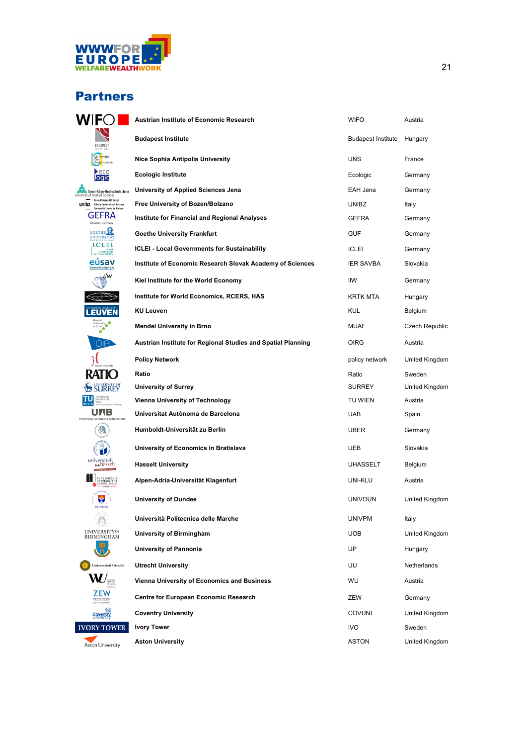## Partners

| | | | |
|---|---|---|---|
| | **Austrian Institute of Economic Research** | WIFO | Austria |
| | **Budapest Institute** | Budapest Institute | Hungary |
| | **Nice Sophia Antipolis University** | UNS | France |
| | **Ecologic Institute** | Ecologic | Germany |
| | **University of Applied Sciences Jena** | EAH Jena | Germany |
| | **Free University of Bozen/Bolzano** | UNIBZ | Italy |
| | **Institute for Financial and Regional Analyses** | GEFRA | Germany |
| | **Goethe University Frankfurt** | GUF | Germany |
| | **ICLEI - Local Governments for Sustainability** | ICLEI | Germany |
| | **Institute of Economic Research Slovak Academy of Sciences** | IER SAVBA | Slovakia |
| | **Kiel Institute for the World Economy** | IfW | Germany |
| | **Institute for World Economics, RCERS, HAS** | KRTK MTA | Hungary |
| | **KU Leuven** | KUL | Belgium |
| | **Mendel University in Brno** | MUAF | Czech Republic |
| | **Austrian Institute for Regional Studies and Spatial Planning** | OIRG | Austria |
| | **Policy Network** | policy network | United Kingdom |
| | **Ratio** | Ratio | Sweden |
| | **University of Surrey** | SURREY | United Kingdom |
| | **Vienna University of Technology** | TU WIEN | Austria |
| | **Universitat Autònoma de Barcelona** | UAB | Spain |
| | **Humboldt-Universität zu Berlin** | UBER | Germany |
| | **University of Economics in Bratislava** | UEB | Slovakia |
| | **Hasselt University** | UHASSELT | Belgium |
| | **Alpen-Adria-Universität Klagenfurt** | UNI-KLU | Austria |
| | **University of Dundee** | UNIVDUN | United Kingdom |
| | **Università Politecnica delle Marche** | UNIVPM | Italy |
| | **University of Birmingham** | UOB | United Kingdom |
| | **University of Pannonia** | UP | Hungary |
| | **Utrecht University** | UU | Netherlands |
| | **Vienna University of Economics and Business** | WU | Austria |
| | **Centre for European Economic Research** | ZEW | Germany |
| | **Coventry University** | COVUNI | United Kingdom |
| | **Ivory Tower** | IVO | Sweden |
| | **Aston University** | ASTON | United Kingdom |